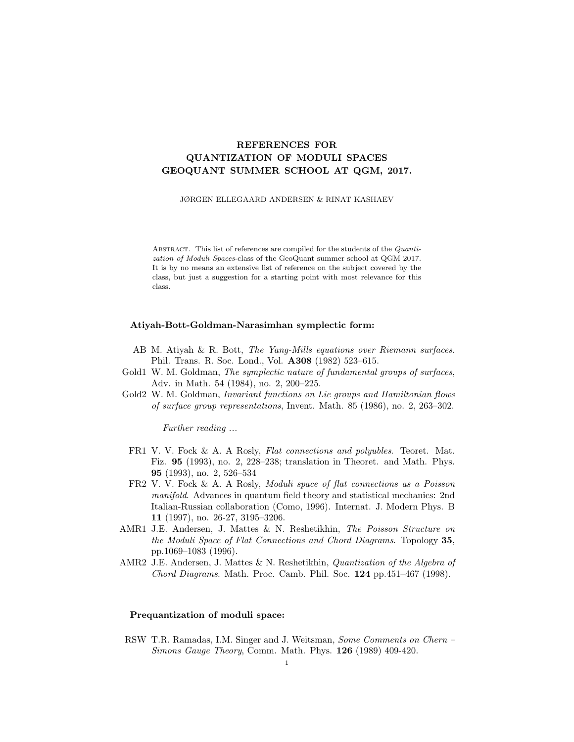# REFERENCES FOR QUANTIZATION OF MODULI SPACES GEOQUANT SUMMER SCHOOL AT QGM, 2017.

JØRGEN ELLEGAARD ANDERSEN & RINAT KASHAEV

Abstract. This list of references are compiled for the students of the *Quantization of Moduli Spaces*-class of the GeoQuant summer school at QGM 2017. It is by no means an extensive list of reference on the subject covered by the class, but just a suggestion for a starting point with most relevance for this class.

### Atiyah-Bott-Goldman-Narasimhan symplectic form:

- AB M. Atiyah & R. Bott, *The Yang-Mills equations over Riemann surfaces*. Phil. Trans. R. Soc. Lond., Vol. **A308** (1982) 523–615.
- Gold1 W. M. Goldman, *The symplectic nature of fundamental groups of surfaces*, Adv. in Math. 54 (1984), no. 2, 200–225.
- Gold2 W. M. Goldman, *Invariant functions on Lie groups and Hamiltonian flows of surface group representations*, Invent. Math. 85 (1986), no. 2, 263–302.

*Further reading ...*

- FR1 V. V. Fock & A. A Rosly, *Flat connections and polyubles*. Teoret. Mat. Fiz. **95** (1993), no. 2, 228–238; translation in Theoret. and Math. Phys. **95** (1993), no. 2, 526–534
- FR2 V. V. Fock & A. A Rosly, *Moduli space of flat connections as a Poisson manifold*. Advances in quantum field theory and statistical mechanics: 2nd Italian-Russian collaboration (Como, 1996). Internat. J. Modern Phys. B **11** (1997), no. 26-27, 3195–3206.
- AMR1 J.E. Andersen, J. Mattes & N. Reshetikhin, *The Poisson Structure on the Moduli Space of Flat Connections and Chord Diagrams*. Topology **35**, pp.1069–1083 (1996).
- AMR2 J.E. Andersen, J. Mattes & N. Reshetikhin, *Quantization of the Algebra of Chord Diagrams*. Math. Proc. Camb. Phil. Soc. **124** pp.451–467 (1998).

### Prequantization of moduli space:

- RSW T.R. Ramadas, I.M. Singer and J. Weitsman, *Some Comments on Chern – Simons Gauge Theory*, Comm. Math. Phys. **126** (1989) 409-420.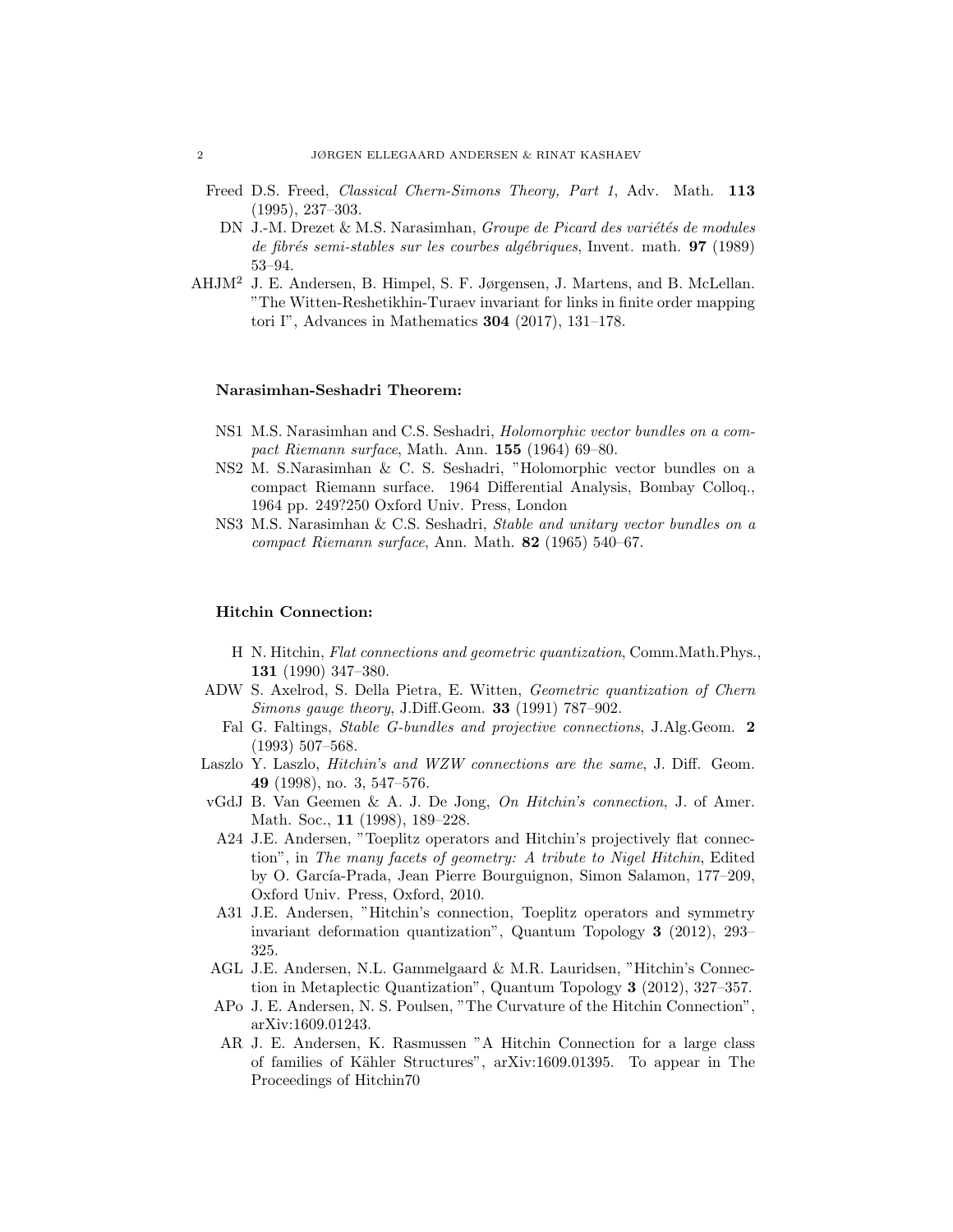- Freed D.S. Freed, *Classical Chern-Simons Theory, Part 1*, Adv. Math. **113** (1995), 237–303.
- DN J.-M. Drezet & M.S. Narasimhan, *Groupe de Picard des variétés de modules de fibrés semi-stables sur les courbes algébriques*, Invent. math. **97** (1989) 53–94.
- AHJM[2] J. E. Andersen, B. Himpel, S. F. Jørgensen, J. Martens, and B. McLellan. "The Witten-Reshetikhin-Turaev invariant for links in finite order mapping tori I", Advances in Mathematics **304** (2017), 131–178.

**Narasimhan-Seshadri Theorem:**

- NS1 M.S. Narasimhan and C.S. Seshadri, *Holomorphic vector bundles on a compact Riemann surface*, Math. Ann. **155** (1964) 69–80.
- NS2 M. S.Narasimhan & C. S. Seshadri, "Holomorphic vector bundles on a compact Riemann surface. 1964 Differential Analysis, Bombay Colloq., 1964 pp. 249?250 Oxford Univ. Press, London
- NS3 M.S. Narasimhan & C.S. Seshadri, *Stable and unitary vector bundles on a compact Riemann surface*, Ann. Math. **82** (1965) 540–67.

**Hitchin Connection:**

- H N. Hitchin, *Flat connections and geometric quantization*, Comm.Math.Phys., **131** (1990) 347–380.
- ADW S. Axelrod, S. Della Pietra, E. Witten, *Geometric quantization of Chern Simons gauge theory*, J.Diff.Geom. **33** (1991) 787–902.
- Fal G. Faltings, *Stable G-bundles and projective connections*, J.Alg.Geom. **2** (1993) 507–568.
- Laszlo Y. Laszlo, *Hitchin's and WZW connections are the same*, J. Diff. Geom. **49** (1998), no. 3, 547–576.
- vGdJ B. Van Geemen & A. J. De Jong, *On Hitchin's connection*, J. of Amer. Math. Soc., **11** (1998), 189–228.
- A24 J.E. Andersen, "Toeplitz operators and Hitchin's projectively flat connection", in *The many facets of geometry: A tribute to Nigel Hitchin*, Edited by O. García-Prada, Jean Pierre Bourguignon, Simon Salamon, 177–209, Oxford Univ. Press, Oxford, 2010.
- A31 J.E. Andersen, "Hitchin's connection, Toeplitz operators and symmetry invariant deformation quantization", Quantum Topology **3** (2012), 293–325.
- AGL J.E. Andersen, N.L. Gammelgaard & M.R. Lauridsen, "Hitchin's Connection in Metaplectic Quantization", Quantum Topology **3** (2012), 327–357.
- APo J. E. Andersen, N. S. Poulsen, "The Curvature of the Hitchin Connection", arXiv:1609.01243.
- AR J. E. Andersen, K. Rasmussen "A Hitchin Connection for a large class of families of Kähler Structures", arXiv:1609.01395. To appear in The Proceedings of Hitchin70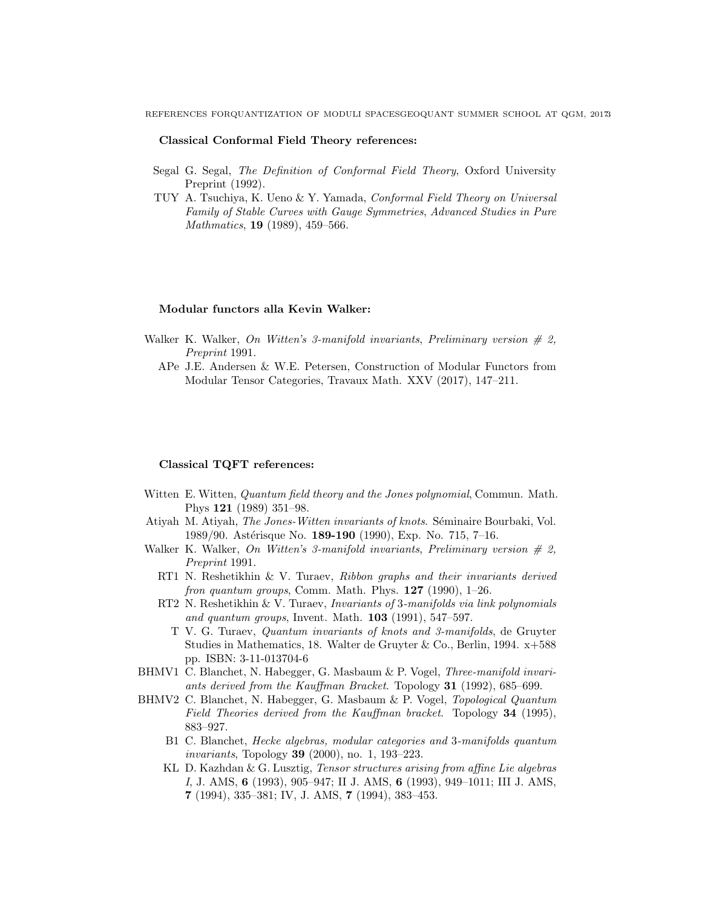**Classical Conformal Field Theory references:**

- Segal G. Segal, *The Definition of Conformal Field Theory*, Oxford University Preprint (1992).
- TUY A. Tsuchiya, K. Ueno & Y. Yamada, *Conformal Field Theory on Universal Family of Stable Curves with Gauge Symmetries*, *Advanced Studies in Pure Mathmatics*, **19** (1989), 459–566.

**Modular functors alla Kevin Walker:**

- Walker K. Walker, *On Witten's 3-manifold invariants, Preliminary version # 2, Preprint* 1991.
- APe J.E. Andersen & W.E. Petersen, Construction of Modular Functors from Modular Tensor Categories, Travaux Math. XXV (2017), 147–211.

**Classical TQFT references:**

- Witten E. Witten, *Quantum field theory and the Jones polynomial*, Commun. Math. Phys **121** (1989) 351–98.
- Atiyah M. Atiyah, *The Jones-Witten invariants of knots*. Séminaire Bourbaki, Vol. 1989/90. Astérisque No. **189-190** (1990), Exp. No. 715, 7–16.
- Walker K. Walker, *On Witten's 3-manifold invariants, Preliminary version # 2, Preprint* 1991.
- RT1 N. Reshetikhin & V. Turaev, *Ribbon graphs and their invariants derived fron quantum groups*, Comm. Math. Phys. **127** (1990), 1–26.
- RT2 N. Reshetikhin & V. Turaev, *Invariants of 3-manifolds via link polynomials and quantum groups*, Invent. Math. **103** (1991), 547–597.
- T V. G. Turaev, *Quantum invariants of knots and 3-manifolds*, de Gruyter Studies in Mathematics, 18. Walter de Gruyter & Co., Berlin, 1994. x+588 pp. ISBN: 3-11-013704-6
- BHMV1 C. Blanchet, N. Habegger, G. Masbaum & P. Vogel, *Three-manifold invariants derived from the Kauffman Bracket*. Topology **31** (1992), 685–699.
- BHMV2 C. Blanchet, N. Habegger, G. Masbaum & P. Vogel, *Topological Quantum Field Theories derived from the Kauffman bracket*. Topology **34** (1995), 883–927.
- B1 C. Blanchet, *Hecke algebras, modular categories and 3-manifolds quantum invariants*, Topology **39** (2000), no. 1, 193–223.
- KL D. Kazhdan & G. Lusztig, *Tensor structures arising from affine Lie algebras I*, J. AMS, **6** (1993), 905–947; II J. AMS, **6** (1993), 949–1011; III J. AMS, **7** (1994), 335–381; IV, J. AMS, **7** (1994), 383–453.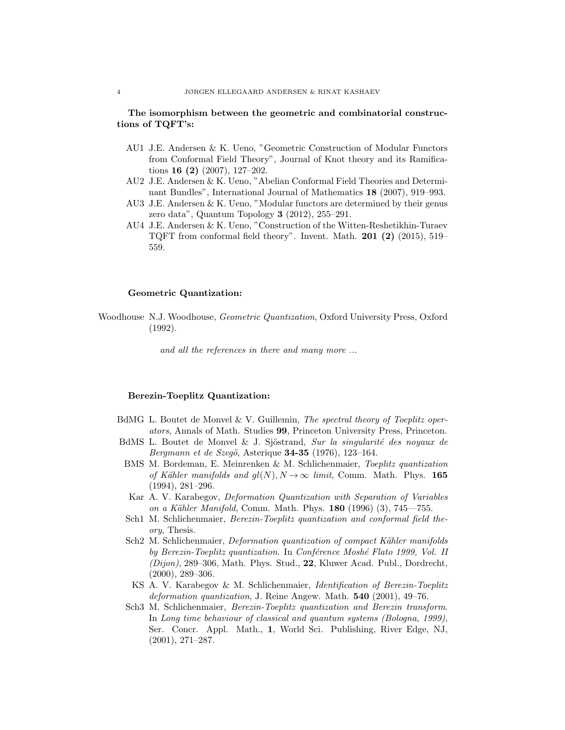**The isomorphism between the geometric and combinatorial constructions of TQFT's:**

- AU1 J.E. Andersen & K. Ueno, "Geometric Construction of Modular Functors from Conformal Field Theory", Journal of Knot theory and its Ramifications **16 (2)** (2007), 127–202.
- AU2 J.E. Andersen & K. Ueno, "Abelian Conformal Field Theories and Determinant Bundles", International Journal of Mathematics **18** (2007), 919–993.
- AU3 J.E. Andersen & K. Ueno, "Modular functors are determined by their genus zero data", Quantum Topology **3** (2012), 255–291.
- AU4 J.E. Andersen & K. Ueno, "Construction of the Witten-Reshetikhin-Turaev TQFT from conformal field theory". Invent. Math. **201 (2)** (2015), 519–559.

**Geometric Quantization:**

- Woodhouse N.J. Woodhouse, *Geometric Quantization*, Oxford University Press, Oxford (1992).

*and all the references in there and many more ...*

**Berezin-Toeplitz Quantization:**

- BdMG L. Boutet de Monvel & V. Guillemin, *The spectral theory of Toeplitz operators*, Annals of Math. Studies **99**, Princeton University Press, Princeton.
- BdMS L. Boutet de Monvel & J. Sjöstrand, *Sur la singularité des noyaux de Bergmann et de Szegö*, Asterique **34-35** (1976), 123–164.
- BMS M. Bordeman, E. Meinrenken & M. Schlichenmaier, *Toeplitz quantization of Kähler manifolds and $gl(N), N \to \infty$ limit*, Comm. Math. Phys. **165** (1994), 281–296.
- Kar A. V. Karabegov, *Deformation Quantization with Separation of Variables on a Kähler Manifold*, Comm. Math. Phys. **180** (1996) (3), 745—755.
- Sch1 M. Schlichenmaier, *Berezin-Toeplitz quantization and conformal field theory*, Thesis.
- Sch2 M. Schlichenmaier, *Deformation quantization of compact Kähler manifolds by Berezin-Toeplitz quantization*. In *Conférence Moshé Flato 1999, Vol. II (Dijon)*, 289–306, Math. Phys. Stud., **22**, Kluwer Acad. Publ., Dordrecht, (2000), 289–306.
- KS A. V. Karabegov & M. Schlichenmaier, *Identification of Berezin-Toeplitz deformation quantization*, J. Reine Angew. Math. **540** (2001), 49–76.
- Sch3 M. Schlichenmaier, *Berezin-Toeplitz quantization and Berezin transform*. In *Long time behaviour of classical and quantum systems (Bologna, 1999)*, Ser. Concr. Appl. Math., **1**, World Sci. Publishing, River Edge, NJ, (2001), 271–287.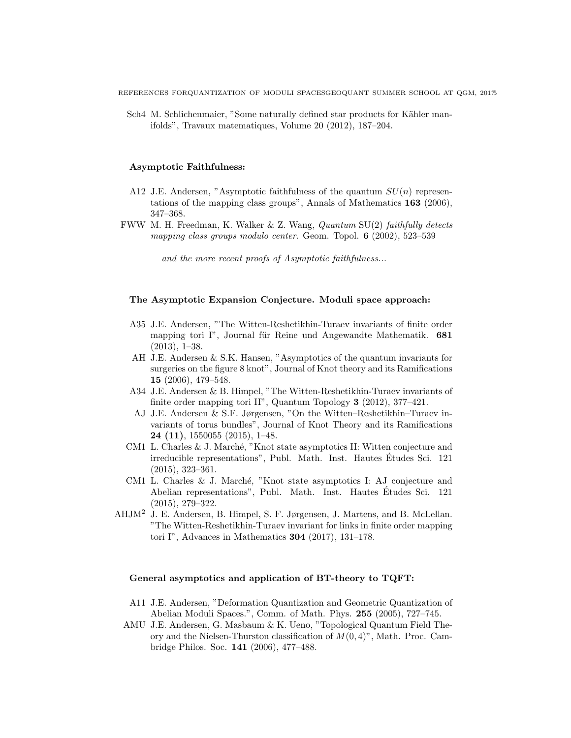Sch4 M. Schlichenmaier, "Some naturally defined star products for Kähler manifolds", Travaux matematiques, Volume 20 (2012), 187–204.

**Asymptotic Faithfulness:**

A12 J.E. Andersen, "Asymptotic faithfulness of the quantum $SU(n)$ representations of the mapping class groups", Annals of Mathematics **163** (2006), 347–368.

FWW M. H. Freedman, K. Walker & Z. Wang, *Quantum* SU(2) *faithfully detects mapping class groups modulo center*. Geom. Topol. **6** (2002), 523–539

*and the more recent proofs of Asymptotic faithfulness...*

**The Asymptotic Expansion Conjecture. Moduli space approach:**

A35 J.E. Andersen, "The Witten-Reshetikhin-Turaev invariants of finite order mapping tori I", Journal für Reine und Angewandte Mathematik. **681** (2013), 1–38.

AH J.E. Andersen & S.K. Hansen, "Asymptotics of the quantum invariants for surgeries on the figure 8 knot", Journal of Knot theory and its Ramifications **15** (2006), 479–548.

A34 J.E. Andersen & B. Himpel, "The Witten-Reshetikhin-Turaev invariants of finite order mapping tori II", Quantum Topology **3** (2012), 377–421.

AJ J.E. Andersen & S.F. Jørgensen, "On the Witten–Reshetikhin–Turaev invariants of torus bundles", Journal of Knot Theory and its Ramifications **24 (11)**, 1550055 (2015), 1–48.

CM1 L. Charles & J. Marché, "Knot state asymptotics II: Witten conjecture and irreducible representations", Publ. Math. Inst. Hautes Études Sci. 121 (2015), 323–361.

CM1 L. Charles & J. Marché, "Knot state asymptotics I: AJ conjecture and Abelian representations", Publ. Math. Inst. Hautes Études Sci. 121 (2015), 279–322.

$\text{AHJM}^2$ J. E. Andersen, B. Himpel, S. F. Jørgensen, J. Martens, and B. McLellan. "The Witten-Reshetikhin-Turaev invariant for links in finite order mapping tori I", Advances in Mathematics **304** (2017), 131–178.

**General asymptotics and application of BT-theory to TQFT:**

A11 J.E. Andersen, "Deformation Quantization and Geometric Quantization of Abelian Moduli Spaces.", Comm. of Math. Phys. **255** (2005), 727–745.

AMU J.E. Andersen, G. Masbaum & K. Ueno, "Topological Quantum Field Theory and the Nielsen-Thurston classification of $M(0, 4)$", Math. Proc. Cambridge Philos. Soc. **141** (2006), 477–488.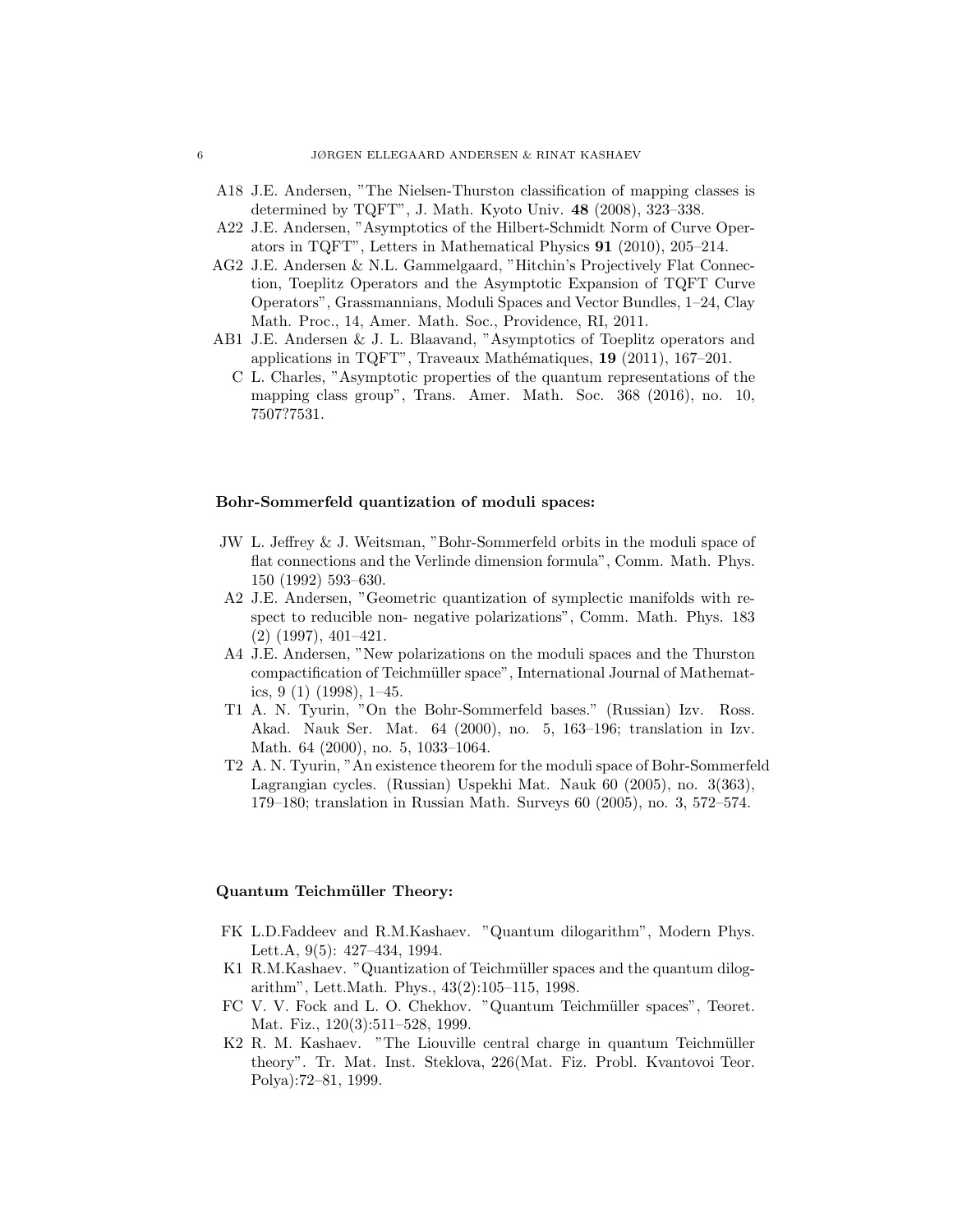- A18 J.E. Andersen, "The Nielsen-Thurston classification of mapping classes is determined by TQFT", J. Math. Kyoto Univ. **48** (2008), 323–338.
- A22 J.E. Andersen, "Asymptotics of the Hilbert-Schmidt Norm of Curve Operators in TQFT", Letters in Mathematical Physics **91** (2010), 205–214.
- AG2 J.E. Andersen & N.L. Gammelgaard, "Hitchin's Projectively Flat Connection, Toeplitz Operators and the Asymptotic Expansion of TQFT Curve Operators", Grassmannians, Moduli Spaces and Vector Bundles, 1–24, Clay Math. Proc., 14, Amer. Math. Soc., Providence, RI, 2011.
- AB1 J.E. Andersen & J. L. Blaavand, "Asymptotics of Toeplitz operators and applications in TQFT", Traveaux Mathématiques, **19** (2011), 167–201.
- C L. Charles, "Asymptotic properties of the quantum representations of the mapping class group", Trans. Amer. Math. Soc. 368 (2016), no. 10, 7507?7531.

**Bohr-Sommerfeld quantization of moduli spaces:**

- JW L. Jeffrey & J. Weitsman, "Bohr-Sommerfeld orbits in the moduli space of flat connections and the Verlinde dimension formula", Comm. Math. Phys. 150 (1992) 593–630.
- A2 J.E. Andersen, "Geometric quantization of symplectic manifolds with respect to reducible non- negative polarizations", Comm. Math. Phys. 183 (2) (1997), 401–421.
- A4 J.E. Andersen, "New polarizations on the moduli spaces and the Thurston compactification of Teichmüller space", International Journal of Mathematics, 9 (1) (1998), 1–45.
- T1 A. N. Tyurin, "On the Bohr-Sommerfeld bases." (Russian) Izv. Ross. Akad. Nauk Ser. Mat. 64 (2000), no. 5, 163–196; translation in Izv. Math. 64 (2000), no. 5, 1033–1064.
- T2 A. N. Tyurin, "An existence theorem for the moduli space of Bohr-Sommerfeld Lagrangian cycles. (Russian) Uspekhi Mat. Nauk 60 (2005), no. 3(363), 179–180; translation in Russian Math. Surveys 60 (2005), no. 3, 572–574.

**Quantum Teichmüller Theory:**

- FK L.D.Faddeev and R.M.Kashaev. "Quantum dilogarithm", Modern Phys. Lett.A, 9(5): 427–434, 1994.
- K1 R.M.Kashaev. "Quantization of Teichmüller spaces and the quantum dilogarithm", Lett.Math. Phys., 43(2):105–115, 1998.
- FC V. V. Fock and L. O. Chekhov. "Quantum Teichmüller spaces", Teoret. Mat. Fiz., 120(3):511–528, 1999.
- K2 R. M. Kashaev. "The Liouville central charge in quantum Teichmüller theory". Tr. Mat. Inst. Steklova, 226(Mat. Fiz. Probl. Kvantovoi Teor. Polya):72–81, 1999.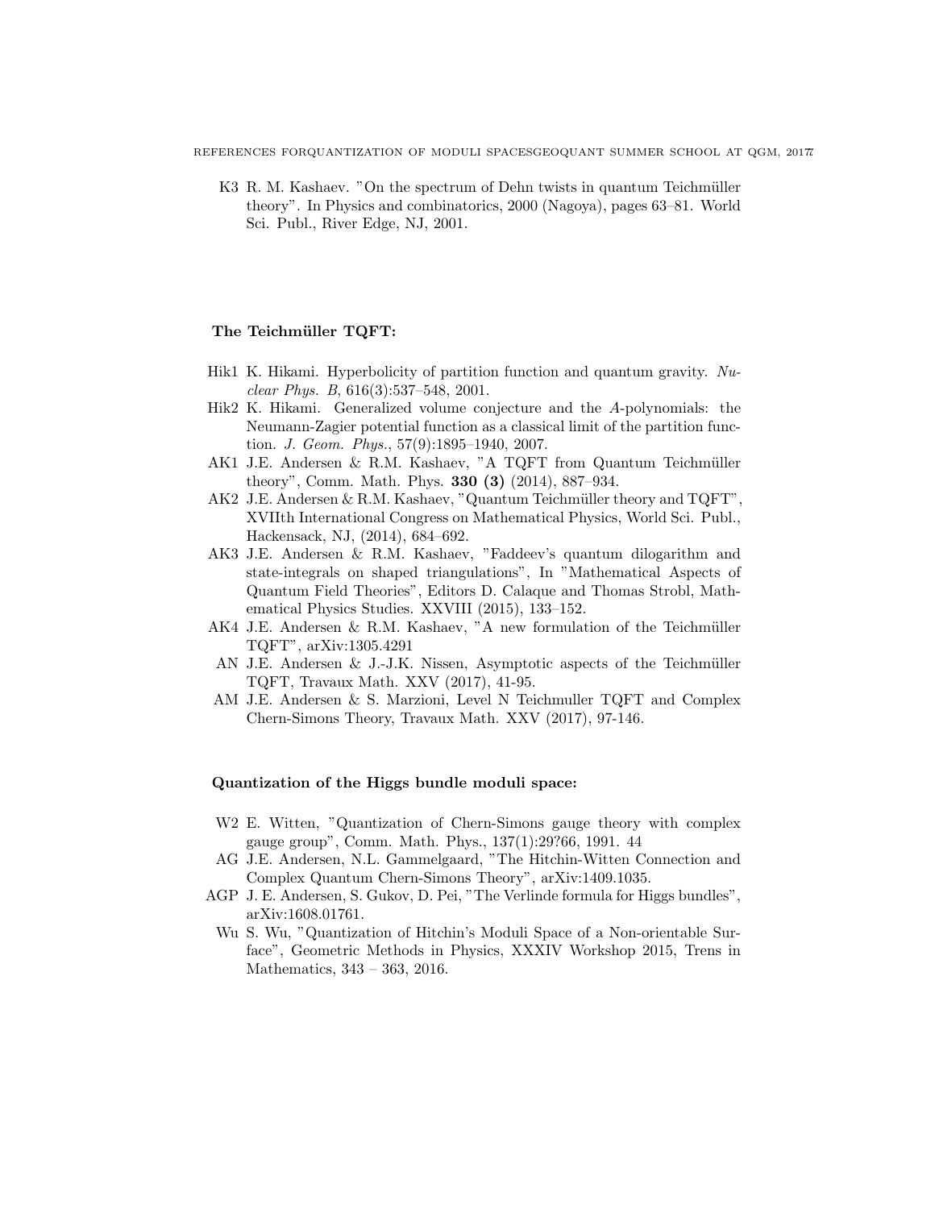K3 R. M. Kashaev. "On the spectrum of Dehn twists in quantum Teichmüller theory". In Physics and combinatorics, 2000 (Nagoya), pages 63–81. World Sci. Publ., River Edge, NJ, 2001.

**The Teichmüller TQFT:**

Hik1 K. Hikami. Hyperbolicity of partition function and quantum gravity. *Nuclear Phys. B*, 616(3):537–548, 2001.

Hik2 K. Hikami. Generalized volume conjecture and the *A*-polynomials: the Neumann-Zagier potential function as a classical limit of the partition function. *J. Geom. Phys.*, 57(9):1895–1940, 2007.

AK1 J.E. Andersen & R.M. Kashaev, "A TQFT from Quantum Teichmüller theory", Comm. Math. Phys. **330 (3)** (2014), 887–934.

AK2 J.E. Andersen & R.M. Kashaev, "Quantum Teichmüller theory and TQFT", XVIIth International Congress on Mathematical Physics, World Sci. Publ., Hackensack, NJ, (2014), 684–692.

AK3 J.E. Andersen & R.M. Kashaev, "Faddeev's quantum dilogarithm and state-integrals on shaped triangulations", In "Mathematical Aspects of Quantum Field Theories", Editors D. Calaque and Thomas Strobl, Mathematical Physics Studies. XXVIII (2015), 133–152.

AK4 J.E. Andersen & R.M. Kashaev, "A new formulation of the Teichmüller TQFT", arXiv:1305.4291

AN J.E. Andersen & J.-J.K. Nissen, Asymptotic aspects of the Teichmüller TQFT, Travaux Math. XXV (2017), 41-95.

AM J.E. Andersen & S. Marzioni, Level N Teichmuller TQFT and Complex Chern-Simons Theory, Travaux Math. XXV (2017), 97-146.

**Quantization of the Higgs bundle moduli space:**

W2 E. Witten, "Quantization of Chern-Simons gauge theory with complex gauge group", Comm. Math. Phys., 137(1):29?66, 1991. 44

AG J.E. Andersen, N.L. Gammelgaard, "The Hitchin-Witten Connection and Complex Quantum Chern-Simons Theory", arXiv:1409.1035.

AGP J. E. Andersen, S. Gukov, D. Pei, "The Verlinde formula for Higgs bundles", arXiv:1608.01761.

Wu S. Wu, "Quantization of Hitchin's Moduli Space of a Non-orientable Surface", Geometric Methods in Physics, XXXIV Workshop 2015, Trens in Mathematics, 343 – 363, 2016.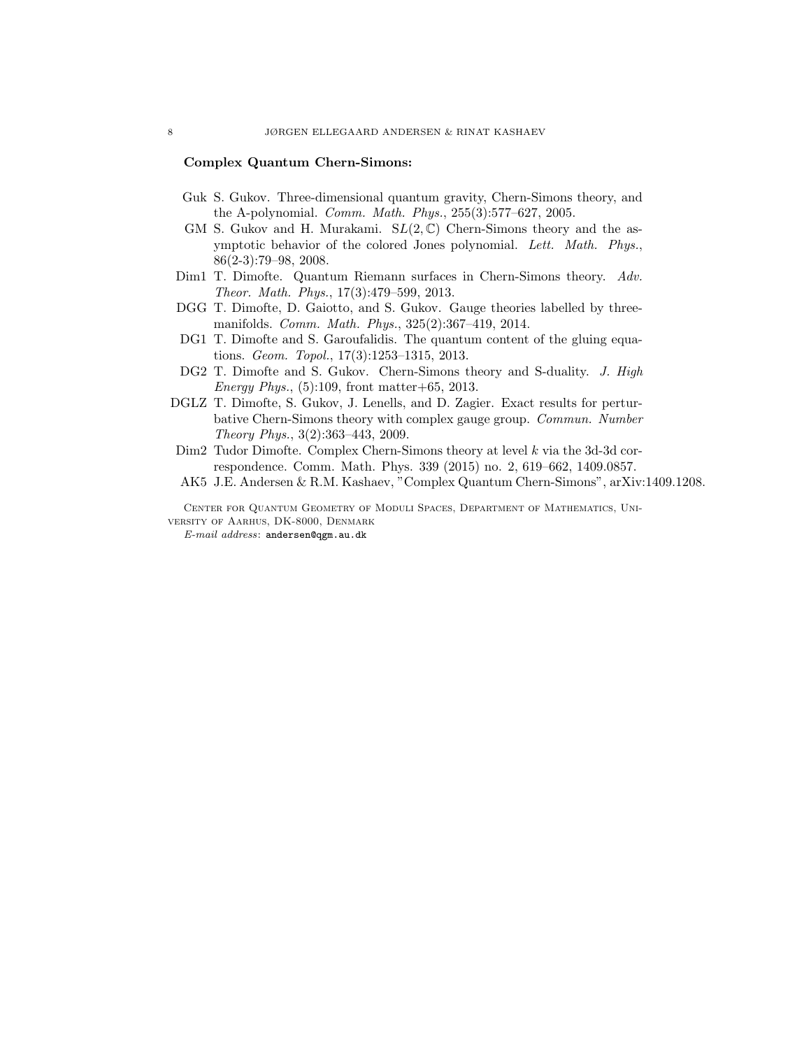**Complex Quantum Chern-Simons:**

- Guk S. Gukov. Three-dimensional quantum gravity, Chern-Simons theory, and the A-polynomial. *Comm. Math. Phys.*, 255(3):577–627, 2005.
- GM S. Gukov and H. Murakami. $SL(2,\mathbb{C})$ Chern-Simons theory and the asymptotic behavior of the colored Jones polynomial. *Lett. Math. Phys.*, 86(2-3):79–98, 2008.
- Dim1 T. Dimofte. Quantum Riemann surfaces in Chern-Simons theory. *Adv. Theor. Math. Phys.*, 17(3):479–599, 2013.
- DGG T. Dimofte, D. Gaiotto, and S. Gukov. Gauge theories labelled by three-manifolds. *Comm. Math. Phys.*, 325(2):367–419, 2014.
- DG1 T. Dimofte and S. Garoufalidis. The quantum content of the gluing equations. *Geom. Topol.*, 17(3):1253–1315, 2013.
- DG2 T. Dimofte and S. Gukov. Chern-Simons theory and S-duality. *J. High Energy Phys.*, (5):109, front matter+65, 2013.
- DGLZ T. Dimofte, S. Gukov, J. Lenells, and D. Zagier. Exact results for perturbative Chern-Simons theory with complex gauge group. *Commun. Number Theory Phys.*, 3(2):363–443, 2009.
- Dim2 Tudor Dimofte. Complex Chern-Simons theory at level $k$ via the 3d-3d correspondence. Comm. Math. Phys. 339 (2015) no. 2, 619–662, 1409.0857.
- AK5 J.E. Andersen & R.M. Kashaev, "Complex Quantum Chern-Simons", arXiv:1409.1208.

Center for Quantum Geometry of Moduli Spaces, Department of Mathematics, University of Aarhus, DK-8000, Denmark

*E-mail address*: andersen@qgm.au.dk